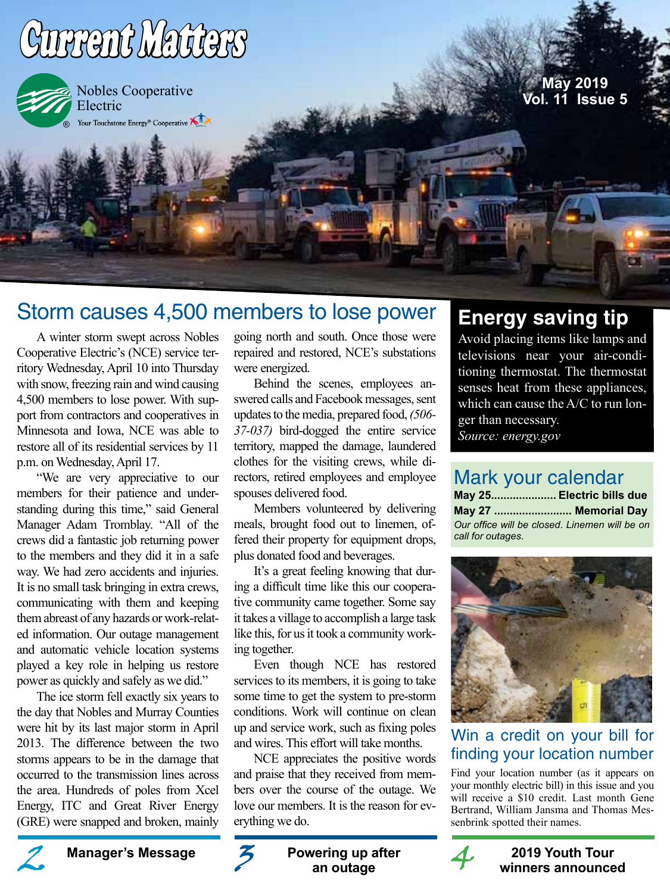# Current Matters

Nobles Cooperative Electric

Your Touchstone Energy® Cooperative

May 2019
Vol. 11 Issue 5

## Storm causes 4,500 members to lose power

A winter storm swept across Nobles Cooperative Electric's (NCE) service territory Wednesday, April 10 into Thursday with snow, freezing rain and wind causing 4,500 members to lose power. With support from contractors and cooperatives in Minnesota and Iowa, NCE was able to restore all of its residential services by 11 p.m. on Wednesday, April 17.

"We are very appreciative to our members for their patience and understanding during this time," said General Manager Adam Tromblay. "All of the crews did a fantastic job returning power to the members and they did it in a safe way. We had zero accidents and injuries. It is no small task bringing in extra crews, communicating with them and keeping them abreast of any hazards or work-related information. Our outage management and automatic vehicle location systems played a key role in helping us restore power as quickly and safely as we did."

The ice storm fell exactly six years to the day that Nobles and Murray Counties were hit by its last major storm in April 2013. The difference between the two storms appears to be in the damage that occurred to the transmission lines across the area. Hundreds of poles from Xcel Energy, ITC and Great River Energy (GRE) were snapped and broken, mainly going north and south. Once those were repaired and restored, NCE's substations were energized.

Behind the scenes, employees answered calls and Facebook messages, sent updates to the media, prepared food, *(506-37-037)* bird-dogged the entire service territory, mapped the damage, laundered clothes for the visiting crews, while directors, retired employees and employee spouses delivered food.

Members volunteered by delivering meals, brought food out to linemen, offered their property for equipment drops, plus donated food and beverages.

It's a great feeling knowing that during a difficult time like this our cooperative community came together. Some say it takes a village to accomplish a large task like this, for us it took a community working together.

Even though NCE has restored services to its members, it is going to take some time to get the system to pre-storm conditions. Work will continue on clean up and service work, such as fixing poles and wires. This effort will take months.

NCE appreciates the positive words and praise that they received from members over the course of the outage. We love our members. It is the reason for everything we do.

## Energy saving tip

Avoid placing items like lamps and televisions near your air-conditioning thermostat. The thermostat senses heat from these appliances, which can cause the A/C to run longer than necessary.
*Source: energy.gov*

## Mark your calendar

**May 25..................... Electric bills due**
**May 27 ......................... Memorial Day**
*Our office will be closed. Linemen will be on call for outages.*

## Win a credit on your bill for finding your location number

Find your location number (as it appears on your monthly electric bill) in this issue and you will receive a $10 credit. Last month Gene Bertrand, William Jansma and Thomas Messenbrink spotted their names.

2 **Manager's Message**

3 **Powering up after an outage**

4 **2019 Youth Tour winners announced**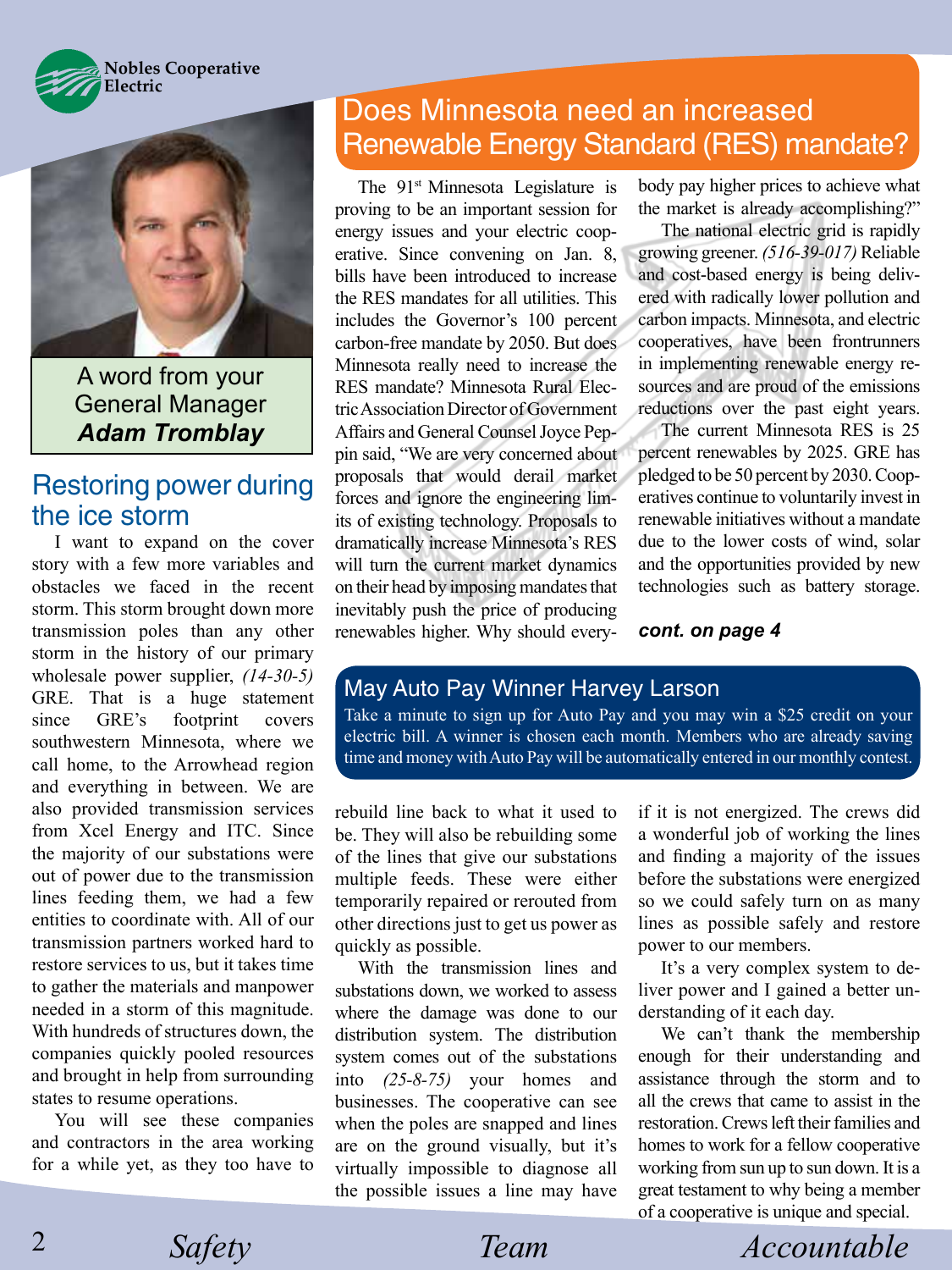Nobles Cooperative Electric

# Does Minnesota need an increased Renewable Energy Standard (RES) mandate?

The 91st Minnesota Legislature is proving to be an important session for energy issues and your electric cooperative. Since convening on Jan. 8, bills have been introduced to increase the RES mandates for all utilities. This includes the Governor's 100 percent carbon-free mandate by 2050. But does Minnesota really need to increase the RES mandate? Minnesota Rural Electric Association Director of Government Affairs and General Counsel Joyce Peppin said, "We are very concerned about proposals that would derail market forces and ignore the engineering limits of existing technology. Proposals to dramatically increase Minnesota's RES will turn the current market dynamics on their head by imposing mandates that inevitably push the price of producing renewables higher. Why should everybody pay higher prices to achieve what the market is already accomplishing?"

The national electric grid is rapidly growing greener. *(516-39-017)* Reliable and cost-based energy is being delivered with radically lower pollution and carbon impacts. Minnesota, and electric cooperatives, have been frontrunners in implementing renewable energy resources and are proud of the emissions reductions over the past eight years.

The current Minnesota RES is 25 percent renewables by 2025. GRE has pledged to be 50 percent by 2030. Cooperatives continue to voluntarily invest in renewable initiatives without a mandate due to the lower costs of wind, solar and the opportunities provided by new technologies such as battery storage.

***cont. on page 4***

A word from your General Manager
***Adam Tromblay***

## Restoring power during the ice storm

I want to expand on the cover story with a few more variables and obstacles we faced in the recent storm. This storm brought down more transmission poles than any other storm in the history of our primary wholesale power supplier, *(14-30-5)* GRE. That is a huge statement since GRE's footprint covers southwestern Minnesota, where we call home, to the Arrowhead region and everything in between. We are also provided transmission services from Xcel Energy and ITC. Since the majority of our substations were out of power due to the transmission lines feeding them, we had a few entities to coordinate with. All of our transmission partners worked hard to restore services to us, but it takes time to gather the materials and manpower needed in a storm of this magnitude. With hundreds of structures down, the companies quickly pooled resources and brought in help from surrounding states to resume operations.

You will see these companies and contractors in the area working for a while yet, as they too have to rebuild line back to what it used to be. They will also be rebuilding some of the lines that give our substations multiple feeds. These were either temporarily repaired or rerouted from other directions just to get us power as quickly as possible.

With the transmission lines and substations down, we worked to assess where the damage was done to our distribution system. The distribution system comes out of the substations into *(25-8-75)* your homes and businesses. The cooperative can see when the poles are snapped and lines are on the ground visually, but it's virtually impossible to diagnose all the possible issues a line may have if it is not energized. The crews did a wonderful job of working the lines and finding a majority of the issues before the substations were energized so we could safely turn on as many lines as possible safely and restore power to our members.

It's a very complex system to deliver power and I gained a better understanding of it each day.

We can't thank the membership enough for their understanding and assistance through the storm and to all the crews that came to assist in the restoration. Crews left their families and homes to work for a fellow cooperative working from sun up to sun down. It is a great testament to why being a member of a cooperative is unique and special.

## May Auto Pay Winner Harvey Larson

Take a minute to sign up for Auto Pay and you may win a $25 credit on your electric bill. A winner is chosen each month. Members who are already saving time and money with Auto Pay will be automatically entered in our monthly contest.

*Safety* *Team* *Accountable*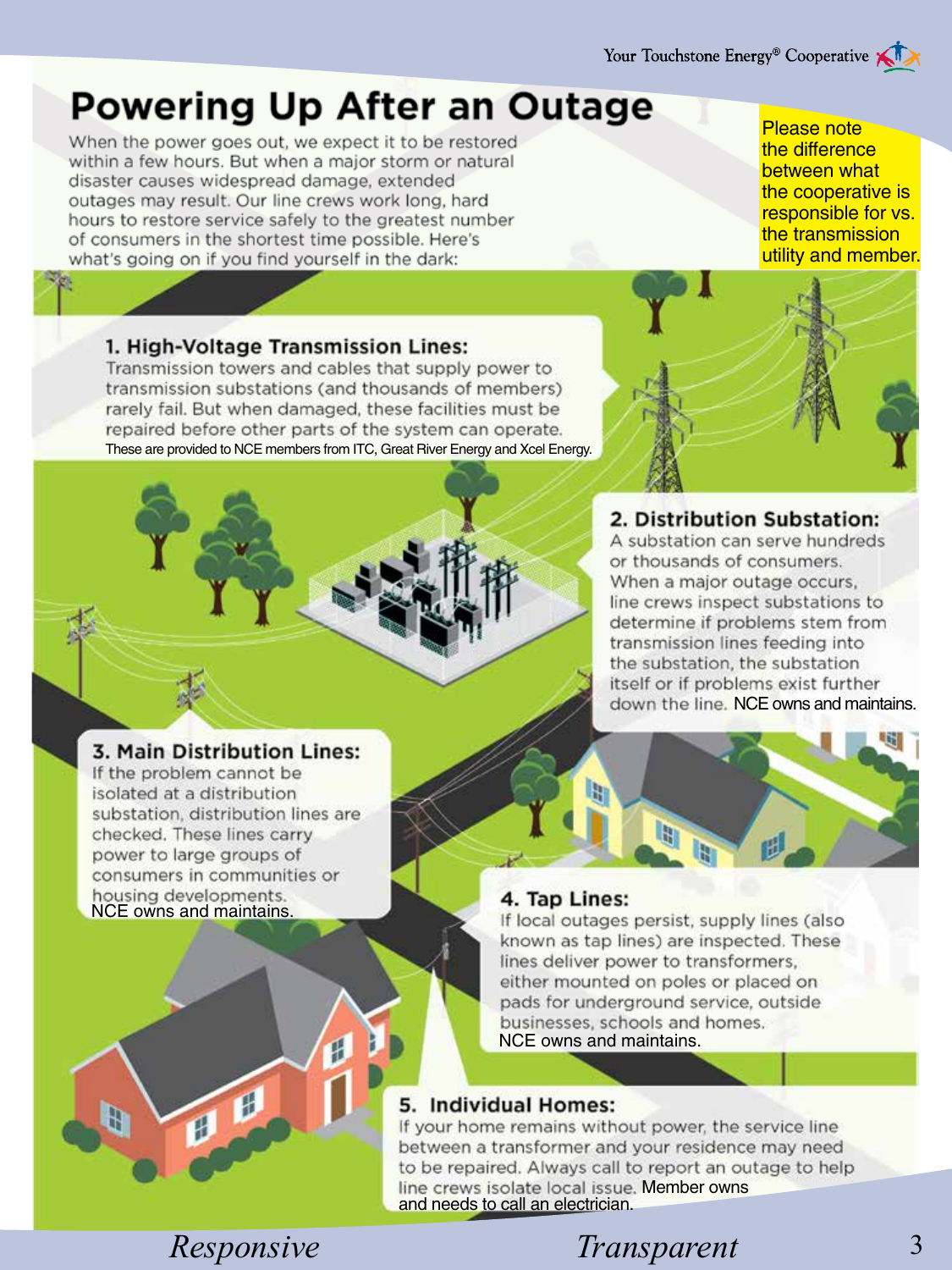# Powering Up After an Outage

When the power goes out, we expect it to be restored within a few hours. But when a major storm or natural disaster causes widespread damage, extended outages may result. Our line crews work long, hard hours to restore service safely to the greatest number of consumers in the shortest time possible. Here's what's going on if you find yourself in the dark:

Please note the difference between what the cooperative is responsible for vs. the transmission utility and member.

### 1. High-Voltage Transmission Lines:

Transmission towers and cables that supply power to transmission substations (and thousands of members) rarely fail. But when damaged, these facilities must be repaired before other parts of the system can operate. These are provided to NCE members from ITC, Great River Energy and Xcel Energy.

### 2. Distribution Substation:

A substation can serve hundreds or thousands of consumers. When a major outage occurs, line crews inspect substations to determine if problems stem from transmission lines feeding into the substation, the substation itself or if problems exist further down the line. NCE owns and maintains.

### 3. Main Distribution Lines:

If the problem cannot be isolated at a distribution substation, distribution lines are checked. These lines carry power to large groups of consumers in communities or housing developments. NCE owns and maintains.

### 4. Tap Lines:

If local outages persist, supply lines (also known as tap lines) are inspected. These lines deliver power to transformers, either mounted on poles or placed on pads for underground service, outside businesses, schools and homes. NCE owns and maintains.

### 5. Individual Homes:

If your home remains without power, the service line between a transformer and your residence may need to be repaired. Always call to report an outage to help line crews isolate local issue. Member owns and needs to call an electrician.

*Responsive* *Transparent*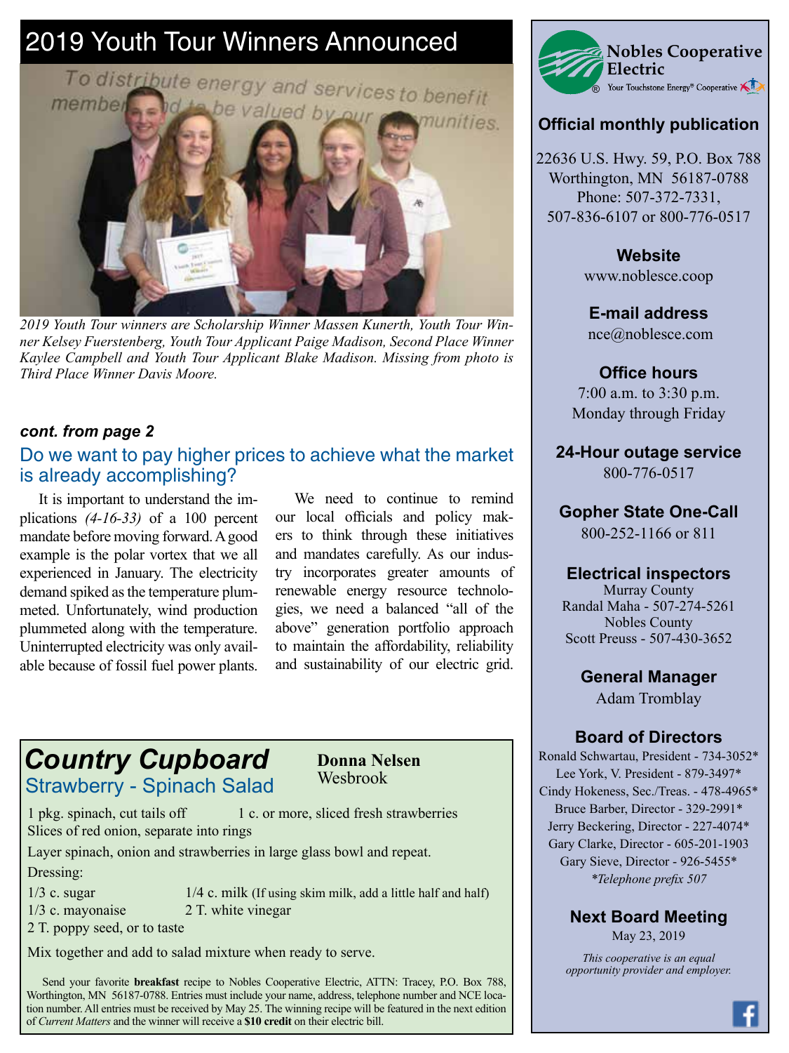# 2019 Youth Tour Winners Announced

*2019 Youth Tour winners are Scholarship Winner Massen Kunerth, Youth Tour Winner Kelsey Fuerstenberg, Youth Tour Applicant Paige Madison, Second Place Winner Kaylee Campbell and Youth Tour Applicant Blake Madison. Missing from photo is Third Place Winner Davis Moore.*

***cont. from page 2***

## Do we want to pay higher prices to achieve what the market is already accomplishing?

It is important to understand the implications *(4-16-33)* of a 100 percent mandate before moving forward. A good example is the polar vortex that we all experienced in January. The electricity demand spiked as the temperature plummeted. Unfortunately, wind production plummeted along with the temperature. Uninterrupted electricity was only available because of fossil fuel power plants.

We need to continue to remind our local officials and policy makers to think through these initiatives and mandates carefully. As our industry incorporates greater amounts of renewable energy resource technologies, we need a balanced "all of the above" generation portfolio approach to maintain the affordability, reliability and sustainability of our electric grid.

## *Country Cupboard*

### Strawberry - Spinach Salad

**Donna Nelsen**
Wesbrook

1 pkg. spinach, cut tails off
1 c. or more, sliced fresh strawberries
Slices of red onion, separate into rings

Layer spinach, onion and strawberries in large glass bowl and repeat.

Dressing:

1/3 c. sugar
1/4 c. milk (If using skim milk, add a little half and half)
1/3 c. mayonaise
2 T. white vinegar
2 T. poppy seed, or to taste

Mix together and add to salad mixture when ready to serve.

Send your favorite **breakfast** recipe to Nobles Cooperative Electric, ATTN: Tracey, P.O. Box 788, Worthington, MN 56187-0788. Entries must include your name, address, telephone number and NCE location number. All entries must be received by May 25. The winning recipe will be featured in the next edition of *Current Matters* and the winner will receive a **$10 credit** on their electric bill.

---

**Nobles Cooperative Electric**
Your Touchstone Energy® Cooperative

### Official monthly publication

22636 U.S. Hwy. 59, P.O. Box 788
Worthington, MN 56187-0788
Phone: 507-372-7331,
507-836-6107 or 800-776-0517

### Website

www.noblesce.coop

### E-mail address

nce@noblesce.com

### Office hours

7:00 a.m. to 3:30 p.m.
Monday through Friday

### 24-Hour outage service

800-776-0517

### Gopher State One-Call

800-252-1166 or 811

### Electrical inspectors

Murray County
Randal Maha - 507-274-5261
Nobles County
Scott Preuss - 507-430-3652

### General Manager

Adam Tromblay

### Board of Directors

Ronald Schwartau, President - 734-3052*
Lee York, V. President - 879-3497*
Cindy Hokeness, Sec./Treas. - 478-4965*
Bruce Barber, Director - 329-2991*
Jerry Beckering, Director - 227-4074*
Gary Clarke, Director - 605-201-1903
Gary Sieve, Director - 926-5455*
*\*Telephone prefix 507*

### Next Board Meeting

May 23, 2019

*This cooperative is an equal opportunity provider and employer.*